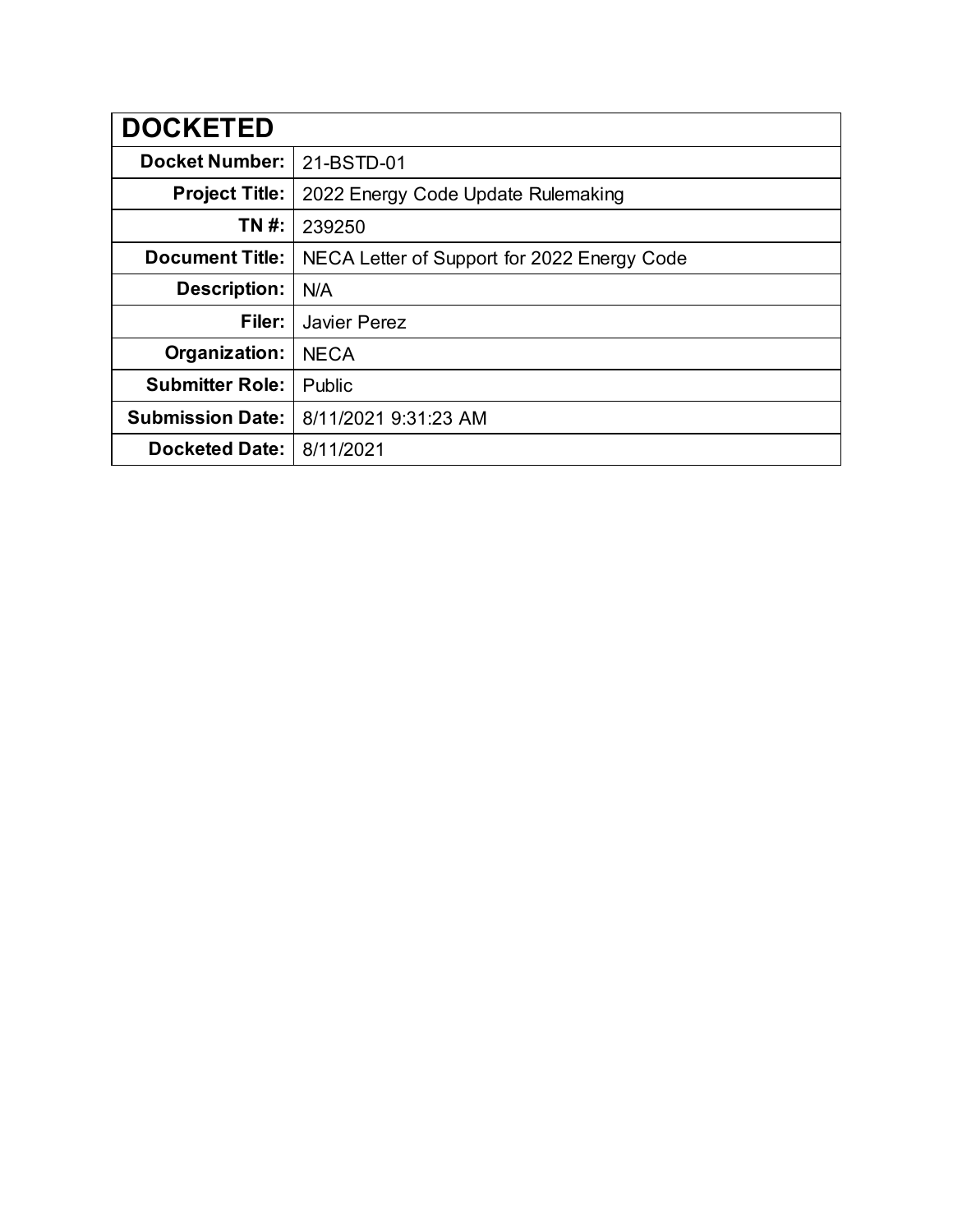| DOCKETED | |
|---|---|
| **Docket Number:** | 21-BSTD-01 |
| **Project Title:** | 2022 Energy Code Update Rulemaking |
| **TN #:** | 239250 |
| **Document Title:** | NECA Letter of Support for 2022 Energy Code |
| **Description:** | N/A |
| **Filer:** | Javier Perez |
| **Organization:** | NECA |
| **Submitter Role:** | Public |
| **Submission Date:** | 8/11/2021 9:31:23 AM |
| **Docketed Date:** | 8/11/2021 |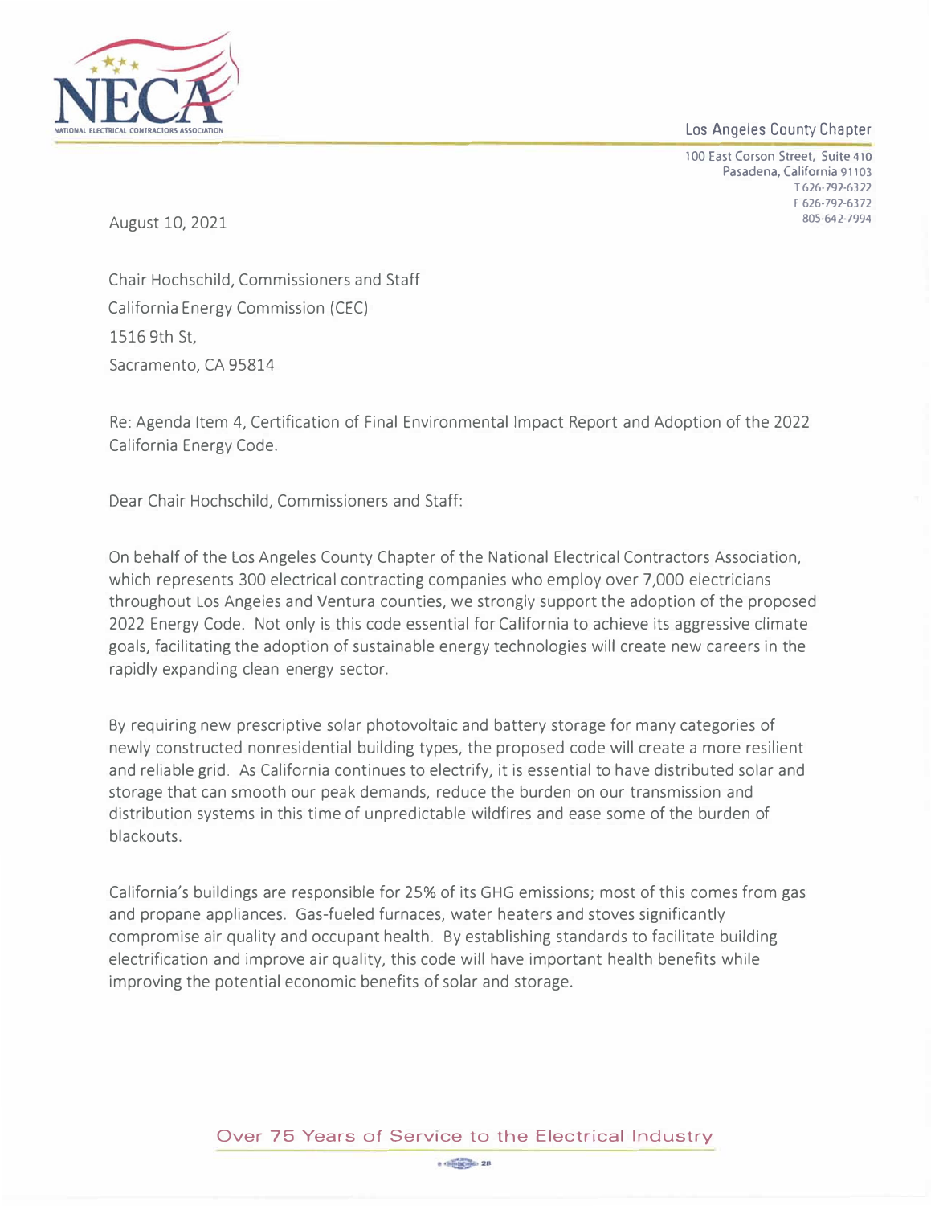NATIONAL ELECTRICAL CONTRACTORS ASSOCIATION

Los Angeles County Chapter

100 East Corson Street, Suite 410
Pasadena, California 91103
T 626-792-6322
F 626-792-6372
805-642-7994

August 10, 2021

Chair Hochschild, Commissioners and Staff
California Energy Commission (CEC)
1516 9th St,
Sacramento, CA 95814

Re: Agenda Item 4, Certification of Final Environmental Impact Report and Adoption of the 2022 California Energy Code.

Dear Chair Hochschild, Commissioners and Staff:

On behalf of the Los Angeles County Chapter of the National Electrical Contractors Association, which represents 300 electrical contracting companies who employ over 7,000 electricians throughout Los Angeles and Ventura counties, we strongly support the adoption of the proposed 2022 Energy Code. Not only is this code essential for California to achieve its aggressive climate goals, facilitating the adoption of sustainable energy technologies will create new careers in the rapidly expanding clean energy sector.

By requiring new prescriptive solar photovoltaic and battery storage for many categories of newly constructed nonresidential building types, the proposed code will create a more resilient and reliable grid. As California continues to electrify, it is essential to have distributed solar and storage that can smooth our peak demands, reduce the burden on our transmission and distribution systems in this time of unpredictable wildfires and ease some of the burden of blackouts.

California's buildings are responsible for 25% of its GHG emissions; most of this comes from gas and propane appliances. Gas-fueled furnaces, water heaters and stoves significantly compromise air quality and occupant health. By establishing standards to facilitate building electrification and improve air quality, this code will have important health benefits while improving the potential economic benefits of solar and storage.

Over 75 Years of Service to the Electrical Industry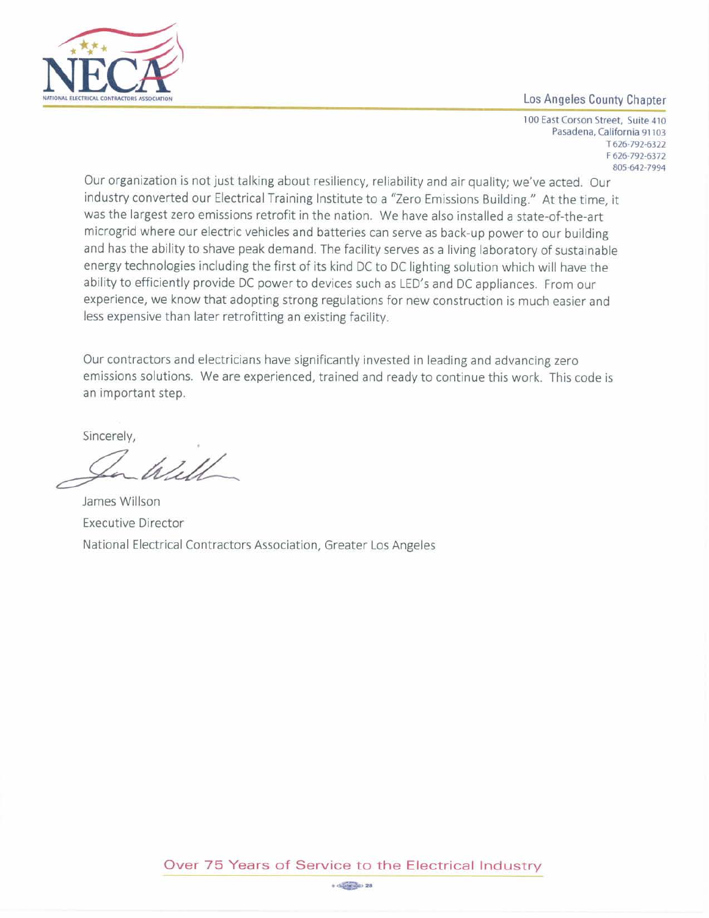Los Angeles County Chapter

100 East Corson Street, Suite 410
Pasadena, California 91103
T 626-792-6322
F 626-792-6372
805-642-7994

Our organization is not just talking about resiliency, reliability and air quality; we've acted. Our industry converted our Electrical Training Institute to a "Zero Emissions Building." At the time, it was the largest zero emissions retrofit in the nation. We have also installed a state-of-the-art microgrid where our electric vehicles and batteries can serve as back-up power to our building and has the ability to shave peak demand. The facility serves as a living laboratory of sustainable energy technologies including the first of its kind DC to DC lighting solution which will have the ability to efficiently provide DC power to devices such as LED's and DC appliances. From our experience, we know that adopting strong regulations for new construction is much easier and less expensive than later retrofitting an existing facility.

Our contractors and electricians have significantly invested in leading and advancing zero emissions solutions. We are experienced, trained and ready to continue this work. This code is an important step.

Sincerely,

James Willson
Executive Director
National Electrical Contractors Association, Greater Los Angeles

Over 75 Years of Service to the Electrical Industry